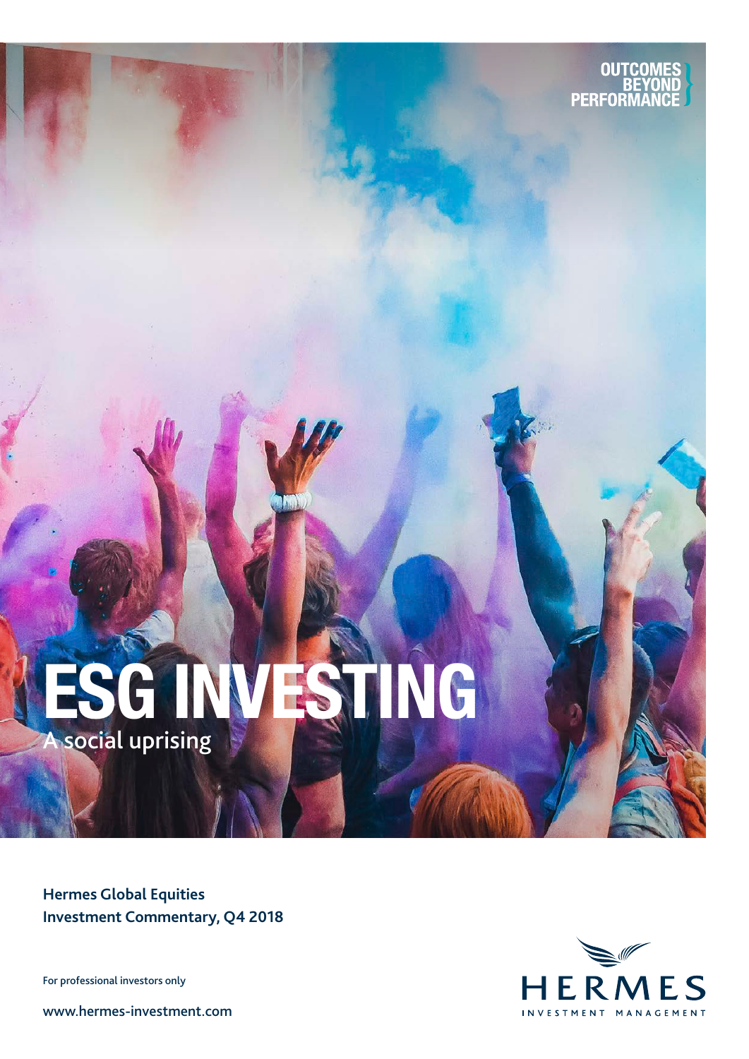OUTCOMES BEYOND PERFORMANCE

# ESG INVESTING

## A social uprising

**Hermes Global Equities**
**Investment Commentary, Q4 2018**

For professional investors only

www.hermes-investment.com

HERMES
INVESTMENT MANAGEMENT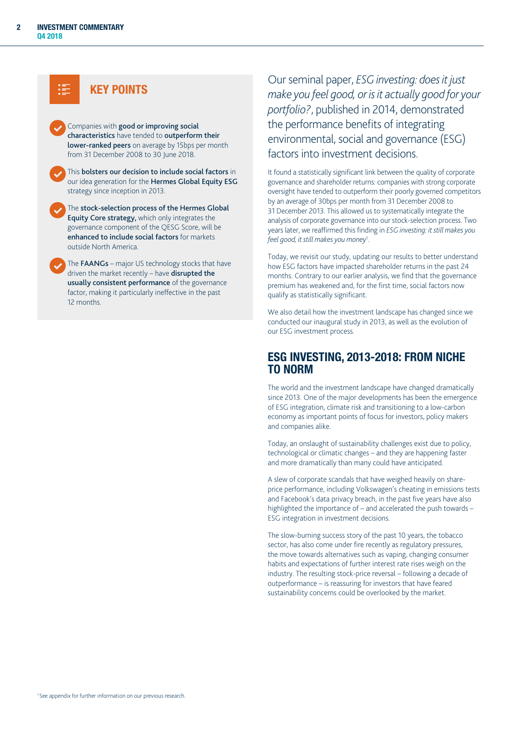## KEY POINTS

- Companies with **good or improving social characteristics** have tended to **outperform their lower-ranked peers** on average by 15bps per month from 31 December 2008 to 30 June 2018.
- This **bolsters our decision to include social factors** in our idea generation for the **Hermes Global Equity ESG** strategy since inception in 2013.
- The **stock-selection process of the Hermes Global Equity Core strategy,** which only integrates the governance component of the QESG Score, will be **enhanced to include social factors** for markets outside North America.
- The **FAANGs** – major US technology stocks that have driven the market recently – have **disrupted the usually consistent performance** of the governance factor, making it particularly ineffective in the past 12 months.

Our seminal paper, *ESG investing: does it just make you feel good, or is it actually good for your portfolio?*, published in 2014, demonstrated the performance benefits of integrating environmental, social and governance (ESG) factors into investment decisions.

It found a statistically significant link between the quality of corporate governance and shareholder returns: companies with strong corporate oversight have tended to outperform their poorly governed competitors by an average of 30bps per month from 31 December 2008 to 31 December 2013. This allowed us to systematically integrate the analysis of corporate governance into our stock-selection process. Two years later, we reaffirmed this finding in *ESG investing: it still makes you feel good, it still makes you money*[1].

Today, we revisit our study, updating our results to better understand how ESG factors have impacted shareholder returns in the past 24 months. Contrary to our earlier analysis, we find that the governance premium has weakened and, for the first time, social factors now qualify as statistically significant.

We also detail how the investment landscape has changed since we conducted our inaugural study in 2013, as well as the evolution of our ESG investment process.

## ESG INVESTING, 2013-2018: FROM NICHE TO NORM

The world and the investment landscape have changed dramatically since 2013. One of the major developments has been the emergence of ESG integration, climate risk and transitioning to a low-carbon economy as important points of focus for investors, policy makers and companies alike.

Today, an onslaught of sustainability challenges exist due to policy, technological or climatic changes – and they are happening faster and more dramatically than many could have anticipated.

A slew of corporate scandals that have weighed heavily on share-price performance, including Volkswagen's cheating in emissions tests and Facebook's data privacy breach, in the past five years have also highlighted the importance of – and accelerated the push towards – ESG integration in investment decisions.

The slow-burning success story of the past 10 years, the tobacco sector, has also come under fire recently as regulatory pressures, the move towards alternatives such as vaping, changing consumer habits and expectations of further interest rate rises weigh on the industry. The resulting stock-price reversal – following a decade of outperformance – is reassuring for investors that have feared sustainability concerns could be overlooked by the market.

[1] See appendix for further information on our previous research.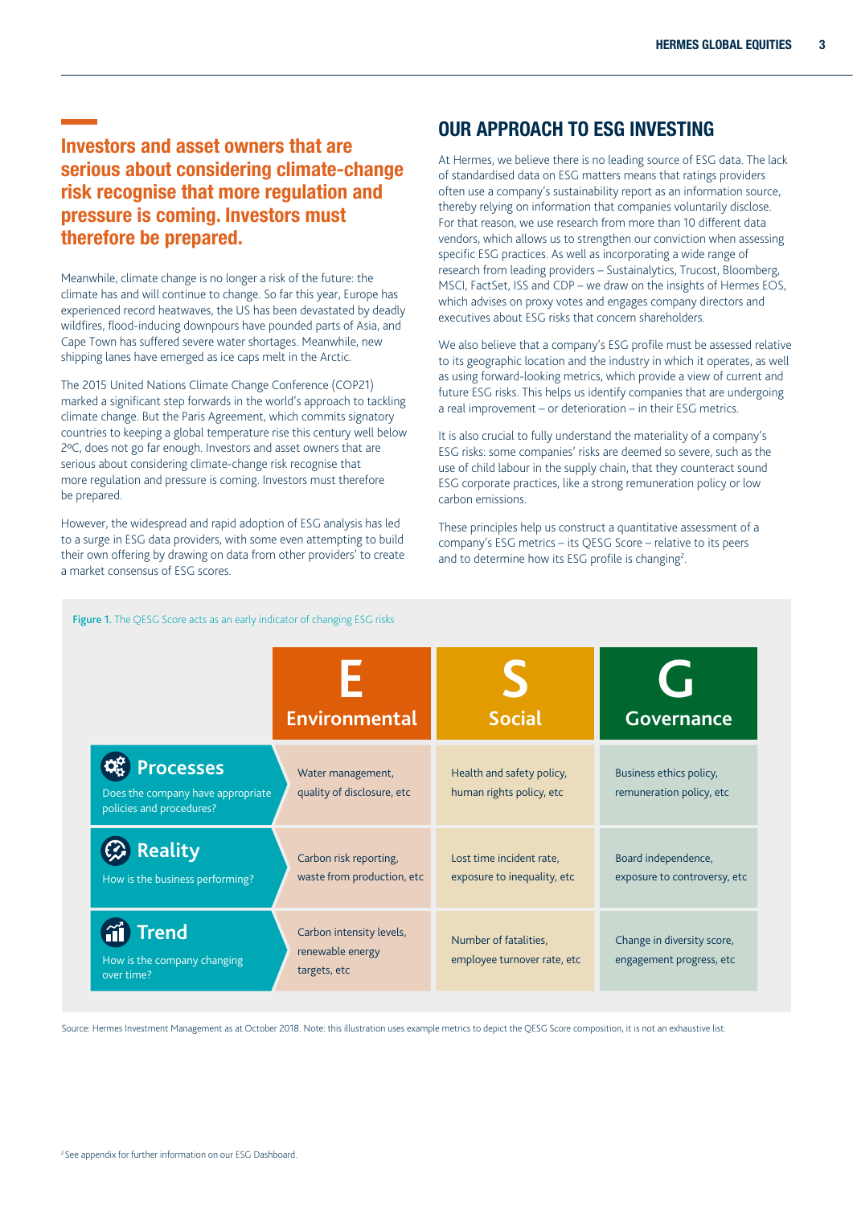**Investors and asset owners that are serious about considering climate-change risk recognise that more regulation and pressure is coming. Investors must therefore be prepared.**

Meanwhile, climate change is no longer a risk of the future: the climate has and will continue to change. So far this year, Europe has experienced record heatwaves, the US has been devastated by deadly wildfires, flood-inducing downpours have pounded parts of Asia, and Cape Town has suffered severe water shortages. Meanwhile, new shipping lanes have emerged as ice caps melt in the Arctic.

The 2015 United Nations Climate Change Conference (COP21) marked a significant step forwards in the world's approach to tackling climate change. But the Paris Agreement, which commits signatory countries to keeping a global temperature rise this century well below 2ºC, does not go far enough. Investors and asset owners that are serious about considering climate-change risk recognise that more regulation and pressure is coming. Investors must therefore be prepared.

However, the widespread and rapid adoption of ESG analysis has led to a surge in ESG data providers, with some even attempting to build their own offering by drawing on data from other providers' to create a market consensus of ESG scores.

## OUR APPROACH TO ESG INVESTING

At Hermes, we believe there is no leading source of ESG data. The lack of standardised data on ESG matters means that ratings providers often use a company's sustainability report as an information source, thereby relying on information that companies voluntarily disclose. For that reason, we use research from more than 10 different data vendors, which allows us to strengthen our conviction when assessing specific ESG practices. As well as incorporating a wide range of research from leading providers – Sustainalytics, Trucost, Bloomberg, MSCI, FactSet, ISS and CDP – we draw on the insights of Hermes EOS, which advises on proxy votes and engages company directors and executives about ESG risks that concern shareholders.

We also believe that a company's ESG profile must be assessed relative to its geographic location and the industry in which it operates, as well as using forward-looking metrics, which provide a view of current and future ESG risks. This helps us identify companies that are undergoing a real improvement – or deterioration – in their ESG metrics.

It is also crucial to fully understand the materiality of a company's ESG risks: some companies' risks are deemed so severe, such as the use of child labour in the supply chain, that they counteract sound ESG corporate practices, like a strong remuneration policy or low carbon emissions.

These principles help us construct a quantitative assessment of a company's ESG metrics – its QESG Score – relative to its peers and to determine how its ESG profile is changing[2].

**Figure 1.** The QESG Score acts as an early indicator of changing ESG risks

| | E Environmental | S Social | G Governance |
|---|---|---|---|
| **Processes** Does the company have appropriate policies and procedures? | Water management, quality of disclosure, etc | Health and safety policy, human rights policy, etc | Business ethics policy, remuneration policy, etc |
| **Reality** How is the business performing? | Carbon risk reporting, waste from production, etc | Lost time incident rate, exposure to inequality, etc | Board independence, exposure to controversy, etc |
| **Trend** How is the company changing over time? | Carbon intensity levels, renewable energy targets, etc | Number of fatalities, employee turnover rate, etc | Change in diversity score, engagement progress, etc |

Source: Hermes Investment Management as at October 2018. Note: this illustration uses example metrics to depict the QESG Score composition, it is not an exhaustive list.

[2] See appendix for further information on our ESG Dashboard.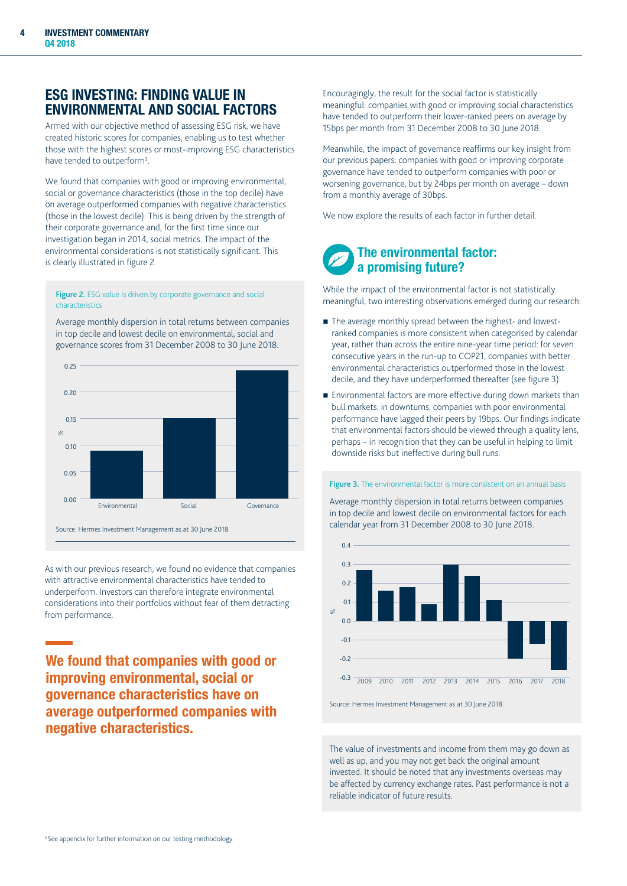## ESG INVESTING: FINDING VALUE IN ENVIRONMENTAL AND SOCIAL FACTORS

Armed with our objective method of assessing ESG risk, we have created historic scores for companies, enabling us to test whether those with the highest scores or most-improving ESG characteristics have tended to outperform[3].

We found that companies with good or improving environmental, social or governance characteristics (those in the top decile) have on average outperformed companies with negative characteristics (those in the lowest decile). This is being driven by the strength of their corporate governance and, for the first time since our investigation began in 2014, social metrics. The impact of the environmental considerations is not statistically significant. This is clearly illustrated in figure 2.

**Figure 2.** ESG value is driven by corporate governance and social characteristics

Average monthly dispersion in total returns between companies in top decile and lowest decile on environmental, social and governance scores from 31 December 2008 to 30 June 2018.

Source: Hermes Investment Management as at 30 June 2018.

As with our previous research, we found no evidence that companies with attractive environmental characteristics have tended to underperform. Investors can therefore integrate environmental considerations into their portfolios without fear of them detracting from performance.

**We found that companies with good or improving environmental, social or governance characteristics have on average outperformed companies with negative characteristics.**

Encouragingly, the result for the social factor is statistically meaningful: companies with good or improving social characteristics have tended to outperform their lower-ranked peers on average by 15bps per month from 31 December 2008 to 30 June 2018.

Meanwhile, the impact of governance reaffirms our key insight from our previous papers: companies with good or improving corporate governance have tended to outperform companies with poor or worsening governance, but by 24bps per month on average – down from a monthly average of 30bps.

We now explore the results of each factor in further detail.

### The environmental factor: a promising future?

While the impact of the environmental factor is not statistically meaningful, two interesting observations emerged during our research:

- The average monthly spread between the highest- and lowest-ranked companies is more consistent when categorised by calendar year, rather than across the entire nine-year time period: for seven consecutive years in the run-up to COP21, companies with better environmental characteristics outperformed those in the lowest decile, and they have underperformed thereafter (see figure 3).
- Environmental factors are more effective during down markets than bull markets: in downturns, companies with poor environmental performance have lagged their peers by 19bps. Our findings indicate that environmental factors should be viewed through a quality lens, perhaps – in recognition that they can be useful in helping to limit downside risks but ineffective during bull runs.

**Figure 3.** The environmental factor is more consistent on an annual basis

Average monthly dispersion in total returns between companies in top decile and lowest decile on environmental factors for each calendar year from 31 December 2008 to 30 June 2018.

Source: Hermes Investment Management as at 30 June 2018.

The value of investments and income from them may go down as well as up, and you may not get back the original amount invested. It should be noted that any investments overseas may be affected by currency exchange rates. Past performance is not a reliable indicator of future results.

[3] See appendix for further information on our testing methodology.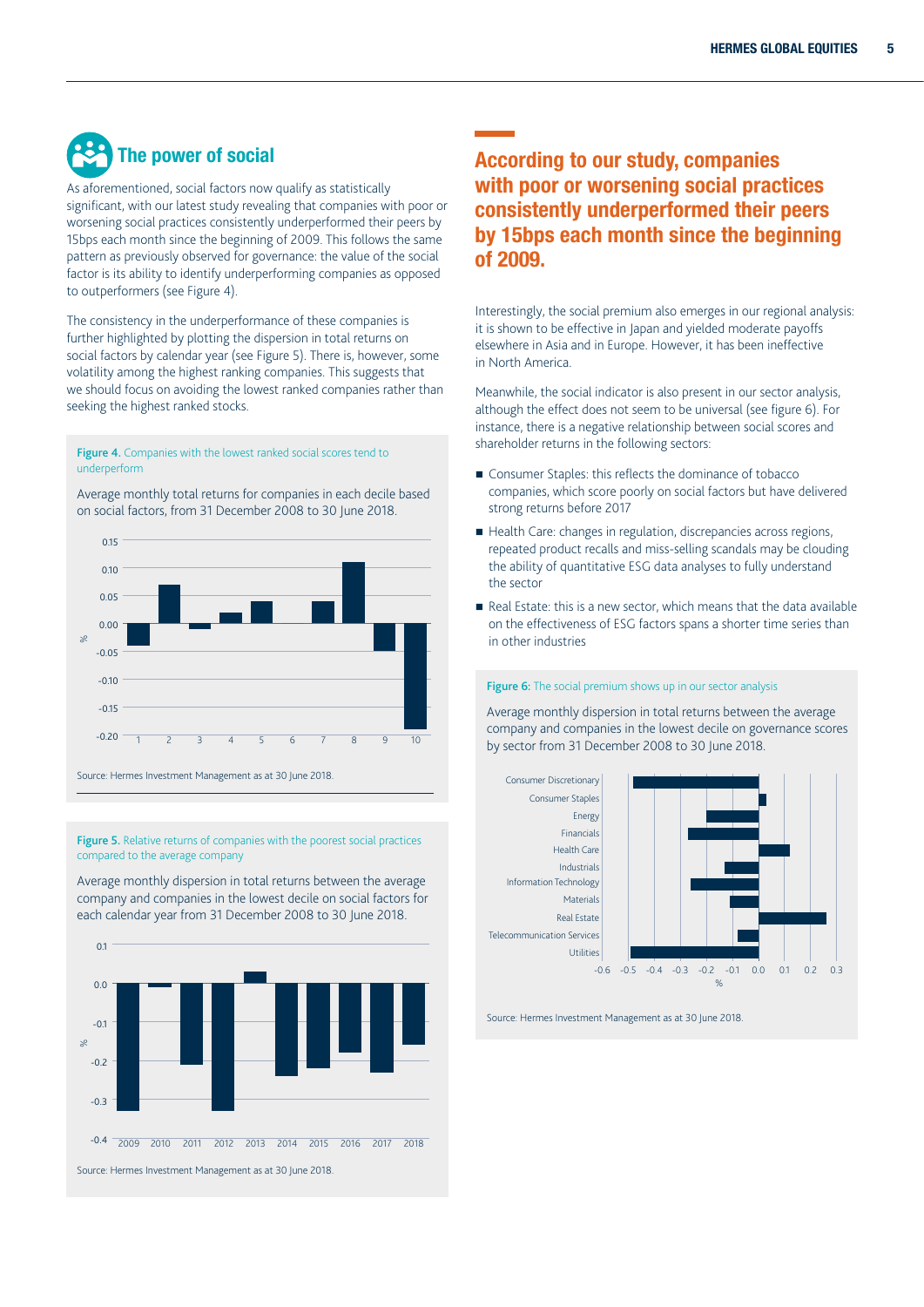## The power of social

As aforementioned, social factors now qualify as statistically significant, with our latest study revealing that companies with poor or worsening social practices consistently underperformed their peers by 15bps each month since the beginning of 2009. This follows the same pattern as previously observed for governance: the value of the social factor is its ability to identify underperforming companies as opposed to outperformers (see Figure 4).

The consistency in the underperformance of these companies is further highlighted by plotting the dispersion in total returns on social factors by calendar year (see Figure 5). There is, however, some volatility among the highest ranking companies. This suggests that we should focus on avoiding the lowest ranked companies rather than seeking the highest ranked stocks.

**Figure 4.** Companies with the lowest ranked social scores tend to underperform

Average monthly total returns for companies in each decile based on social factors, from 31 December 2008 to 30 June 2018.

Source: Hermes Investment Management as at 30 June 2018.

**Figure 5.** Relative returns of companies with the poorest social practices compared to the average company

Average monthly dispersion in total returns between the average company and companies in the lowest decile on social factors for each calendar year from 31 December 2008 to 30 June 2018.

Source: Hermes Investment Management as at 30 June 2018.

## According to our study, companies with poor or worsening social practices consistently underperformed their peers by 15bps each month since the beginning of 2009.

Interestingly, the social premium also emerges in our regional analysis: it is shown to be effective in Japan and yielded moderate payoffs elsewhere in Asia and in Europe. However, it has been ineffective in North America.

Meanwhile, the social indicator is also present in our sector analysis, although the effect does not seem to be universal (see figure 6). For instance, there is a negative relationship between social scores and shareholder returns in the following sectors:

- Consumer Staples: this reflects the dominance of tobacco companies, which score poorly on social factors but have delivered strong returns before 2017
- Health Care: changes in regulation, discrepancies across regions, repeated product recalls and miss-selling scandals may be clouding the ability of quantitative ESG data analyses to fully understand the sector
- Real Estate: this is a new sector, which means that the data available on the effectiveness of ESG factors spans a shorter time series than in other industries

**Figure 6:** The social premium shows up in our sector analysis

Average monthly dispersion in total returns between the average company and companies in the lowest decile on governance scores by sector from 31 December 2008 to 30 June 2018.

Source: Hermes Investment Management as at 30 June 2018.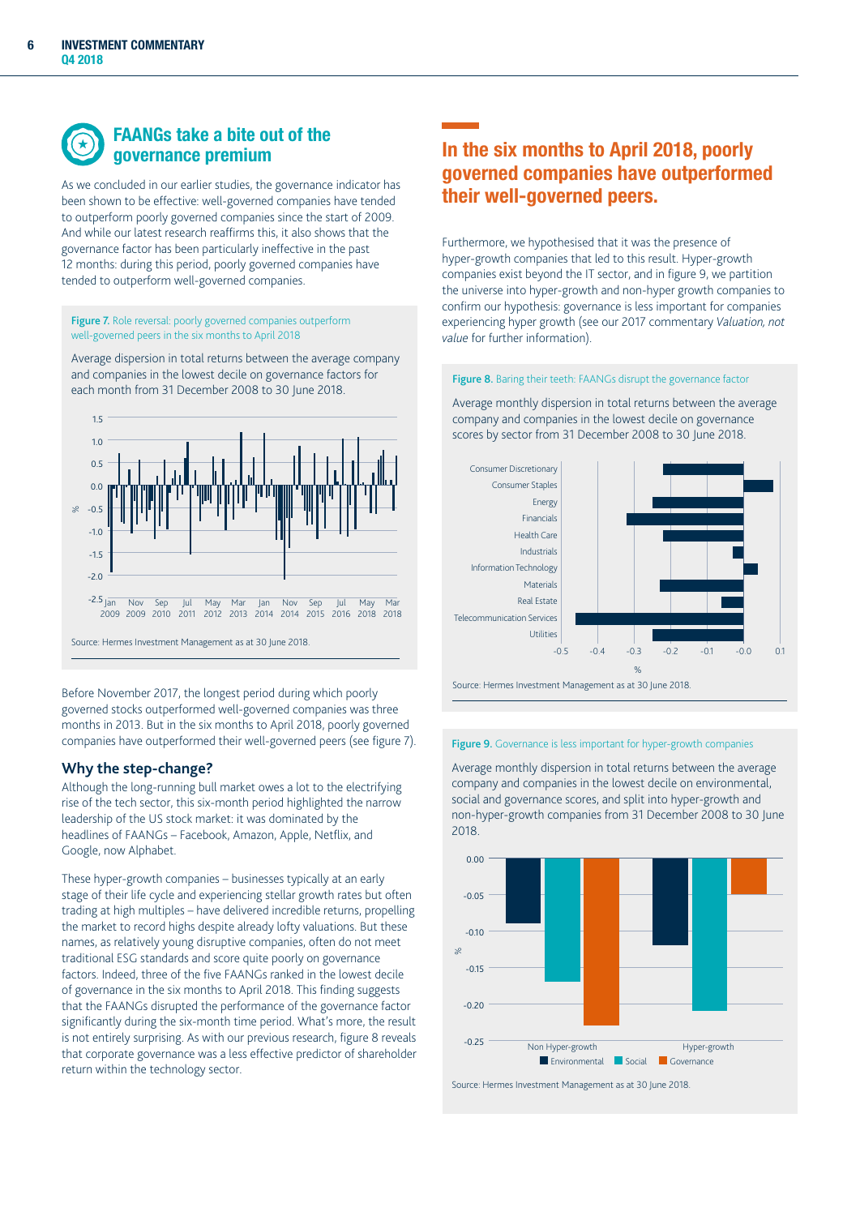## FAANGs take a bite out of the governance premium

As we concluded in our earlier studies, the governance indicator has been shown to be effective: well-governed companies have tended to outperform poorly governed companies since the start of 2009. And while our latest research reaffirms this, it also shows that the governance factor has been particularly ineffective in the past 12 months: during this period, poorly governed companies have tended to outperform well-governed companies.

**Figure 7.** Role reversal: poorly governed companies outperform well-governed peers in the six months to April 2018

Average dispersion in total returns between the average company and companies in the lowest decile on governance factors for each month from 31 December 2008 to 30 June 2018.

Source: Hermes Investment Management as at 30 June 2018.

Before November 2017, the longest period during which poorly governed stocks outperformed well-governed companies was three months in 2013. But in the six months to April 2018, poorly governed companies have outperformed their well-governed peers (see figure 7).

### Why the step-change?

Although the long-running bull market owes a lot to the electrifying rise of the tech sector, this six-month period highlighted the narrow leadership of the US stock market: it was dominated by the headlines of FAANGs – Facebook, Amazon, Apple, Netflix, and Google, now Alphabet.

These hyper-growth companies – businesses typically at an early stage of their life cycle and experiencing stellar growth rates but often trading at high multiples – have delivered incredible returns, propelling the market to record highs despite already lofty valuations. But these names, as relatively young disruptive companies, often do not meet traditional ESG standards and score quite poorly on governance factors. Indeed, three of the five FAANGs ranked in the lowest decile of governance in the six months to April 2018. This finding suggests that the FAANGs disrupted the performance of the governance factor significantly during the six-month time period. What's more, the result is not entirely surprising. As with our previous research, figure 8 reveals that corporate governance was a less effective predictor of shareholder return within the technology sector.

## In the six months to April 2018, poorly governed companies have outperformed their well-governed peers.

Furthermore, we hypothesised that it was the presence of hyper-growth companies that led to this result. Hyper-growth companies exist beyond the IT sector, and in figure 9, we partition the universe into hyper-growth and non-hyper growth companies to confirm our hypothesis: governance is less important for companies experiencing hyper growth (see our 2017 commentary *Valuation, not value* for further information).

**Figure 8.** Baring their teeth: FAANGs disrupt the governance factor

Average monthly dispersion in total returns between the average company and companies in the lowest decile on governance scores by sector from 31 December 2008 to 30 June 2018.

Source: Hermes Investment Management as at 30 June 2018.

**Figure 9.** Governance is less important for hyper-growth companies

Average monthly dispersion in total returns between the average company and companies in the lowest decile on environmental, social and governance scores, and split into hyper-growth and non-hyper-growth companies from 31 December 2008 to 30 June 2018.

Source: Hermes Investment Management as at 30 June 2018.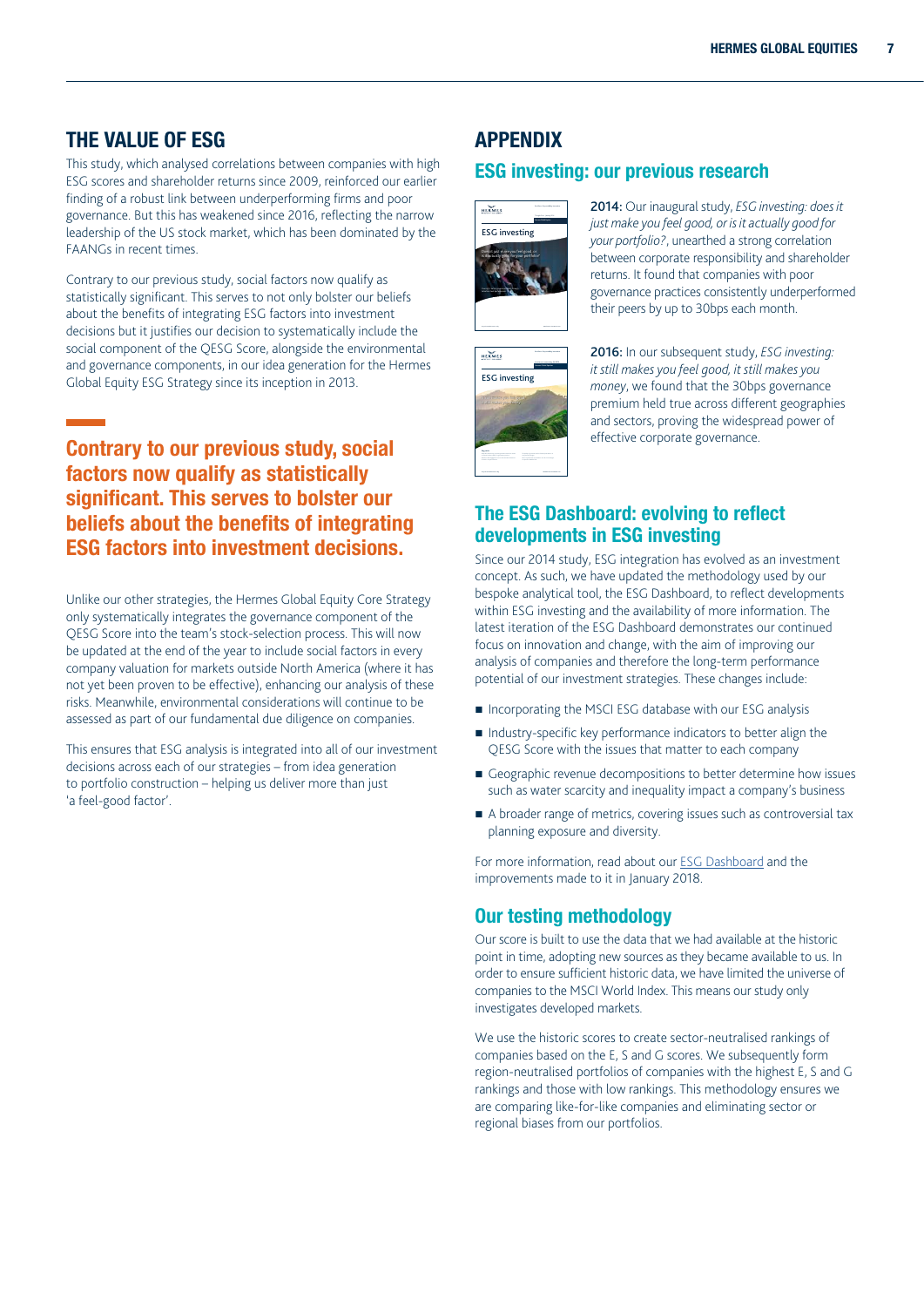# THE VALUE OF ESG

This study, which analysed correlations between companies with high ESG scores and shareholder returns since 2009, reinforced our earlier finding of a robust link between underperforming firms and poor governance. But this has weakened since 2016, reflecting the narrow leadership of the US stock market, which has been dominated by the FAANGs in recent times.

Contrary to our previous study, social factors now qualify as statistically significant. This serves to not only bolster our beliefs about the benefits of integrating ESG factors into investment decisions but it justifies our decision to systematically include the social component of the QESG Score, alongside the environmental and governance components, in our idea generation for the Hermes Global Equity ESG Strategy since its inception in 2013.

**Contrary to our previous study, social factors now qualify as statistically significant. This serves to bolster our beliefs about the benefits of integrating ESG factors into investment decisions.**

Unlike our other strategies, the Hermes Global Equity Core Strategy only systematically integrates the governance component of the QESG Score into the team's stock-selection process. This will now be updated at the end of the year to include social factors in every company valuation for markets outside North America (where it has not yet been proven to be effective), enhancing our analysis of these risks. Meanwhile, environmental considerations will continue to be assessed as part of our fundamental due diligence on companies.

This ensures that ESG analysis is integrated into all of our investment decisions across each of our strategies – from idea generation to portfolio construction – helping us deliver more than just 'a feel-good factor'.

# APPENDIX

## ESG investing: our previous research

**2014:** Our inaugural study, *ESG investing: does it just make you feel good, or is it actually good for your portfolio?*, unearthed a strong correlation between corporate responsibility and shareholder returns. It found that companies with poor governance practices consistently underperformed their peers by up to 30bps each month.

**2016:** In our subsequent study, *ESG investing: it still makes you feel good, it still makes you money*, we found that the 30bps governance premium held true across different geographies and sectors, proving the widespread power of effective corporate governance.

## The ESG Dashboard: evolving to reflect developments in ESG investing

Since our 2014 study, ESG integration has evolved as an investment concept. As such, we have updated the methodology used by our bespoke analytical tool, the ESG Dashboard, to reflect developments within ESG investing and the availability of more information. The latest iteration of the ESG Dashboard demonstrates our continued focus on innovation and change, with the aim of improving our analysis of companies and therefore the long-term performance potential of our investment strategies. These changes include:

- Incorporating the MSCI ESG database with our ESG analysis
- Industry-specific key performance indicators to better align the QESG Score with the issues that matter to each company
- Geographic revenue decompositions to better determine how issues such as water scarcity and inequality impact a company's business
- A broader range of metrics, covering issues such as controversial tax planning exposure and diversity.

For more information, read about our ESG Dashboard and the improvements made to it in January 2018.

## Our testing methodology

Our score is built to use the data that we had available at the historic point in time, adopting new sources as they became available to us. In order to ensure sufficient historic data, we have limited the universe of companies to the MSCI World Index. This means our study only investigates developed markets.

We use the historic scores to create sector-neutralised rankings of companies based on the E, S and G scores. We subsequently form region-neutralised portfolios of companies with the highest E, S and G rankings and those with low rankings. This methodology ensures we are comparing like-for-like companies and eliminating sector or regional biases from our portfolios.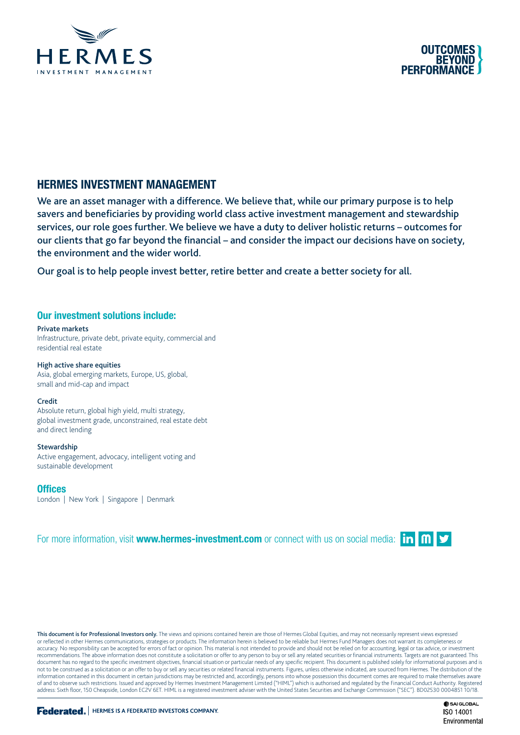HERMES
INVESTMENT MANAGEMENT

OUTCOMES BEYOND PERFORMANCE

## HERMES INVESTMENT MANAGEMENT

We are an asset manager with a difference. We believe that, while our primary purpose is to help savers and beneficiaries by providing world class active investment management and stewardship services, our role goes further. We believe we have a duty to deliver holistic returns – outcomes for our clients that go far beyond the financial – and consider the impact our decisions have on society, the environment and the wider world.

Our goal is to help people invest better, retire better and create a better society for all.

### Our investment solutions include:

**Private markets**
Infrastructure, private debt, private equity, commercial and residential real estate

**High active share equities**
Asia, global emerging markets, Europe, US, global, small and mid-cap and impact

**Credit**
Absolute return, global high yield, multi strategy, global investment grade, unconstrained, real estate debt and direct lending

**Stewardship**
Active engagement, advocacy, intelligent voting and sustainable development

### Offices

London | New York | Singapore | Denmark

For more information, visit **www.hermes-investment.com** or connect with us on social media:

**This document is for Professional Investors only.** The views and opinions contained herein are those of Hermes Global Equities, and may not necessarily represent views expressed or reflected in other Hermes communications, strategies or products. The information herein is believed to be reliable but Hermes Fund Managers does not warrant its completeness or accuracy. No responsibility can be accepted for errors of fact or opinion. This material is not intended to provide and should not be relied on for accounting, legal or tax advice, or investment recommendations. The above information does not constitute a solicitation or offer to any person to buy or sell any related securities or financial instruments. Targets are not guaranteed. This document has no regard to the specific investment objectives, financial situation or particular needs of any specific recipient. This document is published solely for informational purposes and is not to be construed as a solicitation or an offer to buy or sell any securities or related financial instruments. Figures, unless otherwise indicated, are sourced from Hermes. The distribution of the information contained in this document in certain jurisdictions may be restricted and, accordingly, persons into whose possession this document comes are required to make themselves aware of and to observe such restrictions. Issued and approved by Hermes Investment Management Limited ("HIML") which is authorised and regulated by the Financial Conduct Authority. Registered address: Sixth floor, 150 Cheapside, London EC2V 6ET. HIML is a registered investment adviser with the United States Securities and Exchange Commission ("SEC"). BD02530 0004851 10/18.

Federated. | HERMES IS A FEDERATED INVESTORS COMPANY.

SAI GLOBAL
ISO 14001
Environmental